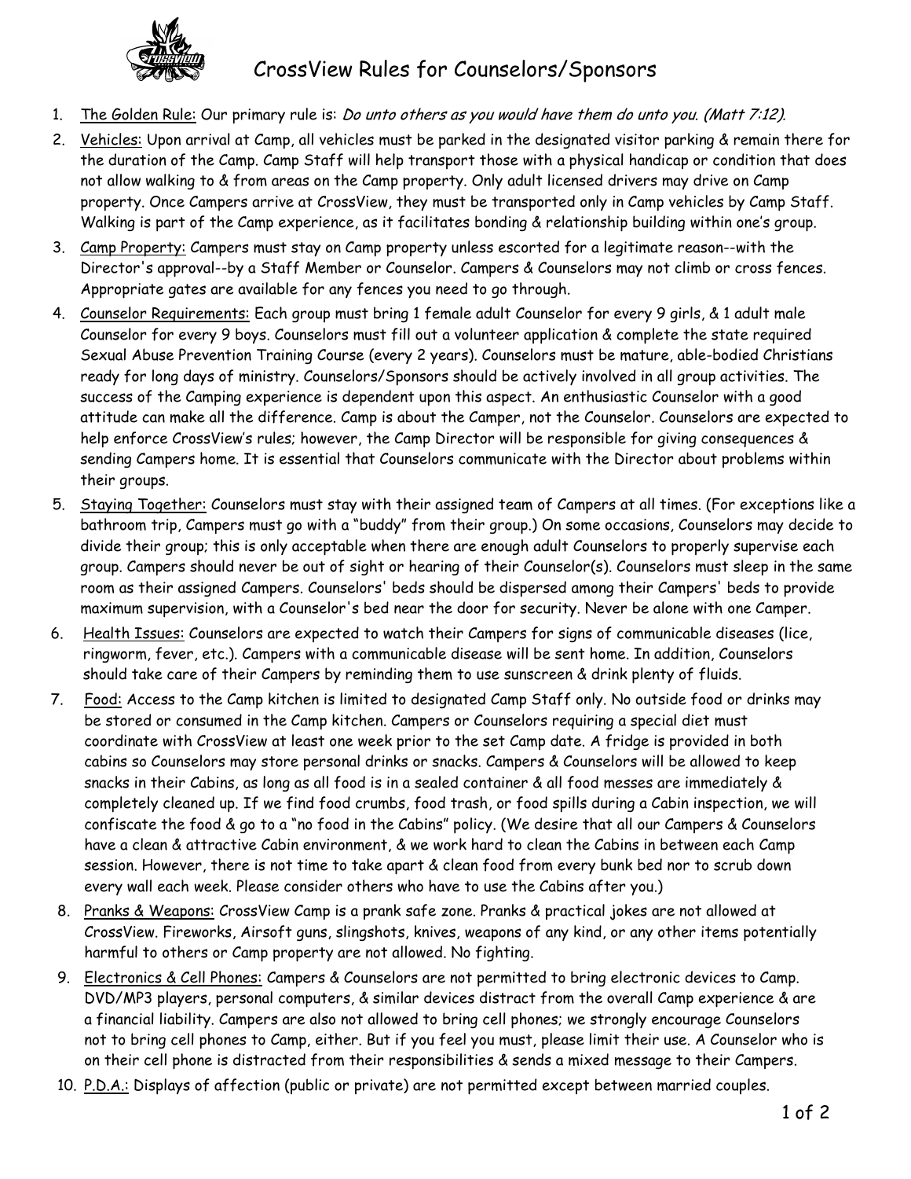# CrossView Rules for Counselors/Sponsors

1. <u>The Golden Rule:</u> Our primary rule is: *Do unto others as you would have them do unto you. (Matt 7:12).*
2. <u>Vehicles:</u> Upon arrival at Camp, all vehicles must be parked in the designated visitor parking & remain there for the duration of the Camp. Camp Staff will help transport those with a physical handicap or condition that does not allow walking to & from areas on the Camp property. Only adult licensed drivers may drive on Camp property. Once Campers arrive at CrossView, they must be transported only in Camp vehicles by Camp Staff. Walking is part of the Camp experience, as it facilitates bonding & relationship building within one's group.
3. <u>Camp Property:</u> Campers must stay on Camp property unless escorted for a legitimate reason--with the Director's approval--by a Staff Member or Counselor. Campers & Counselors may not climb or cross fences. Appropriate gates are available for any fences you need to go through.
4. <u>Counselor Requirements:</u> Each group must bring 1 female adult Counselor for every 9 girls, & 1 adult male Counselor for every 9 boys. Counselors must fill out a volunteer application & complete the state required Sexual Abuse Prevention Training Course (every 2 years). Counselors must be mature, able-bodied Christians ready for long days of ministry. Counselors/Sponsors should be actively involved in all group activities. The success of the Camping experience is dependent upon this aspect. An enthusiastic Counselor with a good attitude can make all the difference. Camp is about the Camper, not the Counselor. Counselors are expected to help enforce CrossView's rules; however, the Camp Director will be responsible for giving consequences & sending Campers home. It is essential that Counselors communicate with the Director about problems within their groups.
5. <u>Staying Together:</u> Counselors must stay with their assigned team of Campers at all times. (For exceptions like a bathroom trip, Campers must go with a "buddy" from their group.) On some occasions, Counselors may decide to divide their group; this is only acceptable when there are enough adult Counselors to properly supervise each group. Campers should never be out of sight or hearing of their Counselor(s). Counselors must sleep in the same room as their assigned Campers. Counselors' beds should be dispersed among their Campers' beds to provide maximum supervision, with a Counselor's bed near the door for security. Never be alone with one Camper.
6. <u>Health Issues:</u> Counselors are expected to watch their Campers for signs of communicable diseases (lice, ringworm, fever, etc.). Campers with a communicable disease will be sent home. In addition, Counselors should take care of their Campers by reminding them to use sunscreen & drink plenty of fluids.
7. <u>Food:</u> Access to the Camp kitchen is limited to designated Camp Staff only. No outside food or drinks may be stored or consumed in the Camp kitchen. Campers or Counselors requiring a special diet must coordinate with CrossView at least one week prior to the set Camp date. A fridge is provided in both cabins so Counselors may store personal drinks or snacks. Campers & Counselors will be allowed to keep snacks in their Cabins, as long as all food is in a sealed container & all food messes are immediately & completely cleaned up. If we find food crumbs, food trash, or food spills during a Cabin inspection, we will confiscate the food & go to a "no food in the Cabins" policy. (We desire that all our Campers & Counselors have a clean & attractive Cabin environment, & we work hard to clean the Cabins in between each Camp session. However, there is not time to take apart & clean food from every bunk bed nor to scrub down every wall each week. Please consider others who have to use the Cabins after you.)
8. <u>Pranks & Weapons:</u> CrossView Camp is a prank safe zone. Pranks & practical jokes are not allowed at CrossView. Fireworks, Airsoft guns, slingshots, knives, weapons of any kind, or any other items potentially harmful to others or Camp property are not allowed. No fighting.
9. <u>Electronics & Cell Phones:</u> Campers & Counselors are not permitted to bring electronic devices to Camp. DVD/MP3 players, personal computers, & similar devices distract from the overall Camp experience & are a financial liability. Campers are also not allowed to bring cell phones; we strongly encourage Counselors not to bring cell phones to Camp, either. But if you feel you must, please limit their use. A Counselor who is on their cell phone is distracted from their responsibilities & sends a mixed message to their Campers.
10. <u>P.D.A.:</u> Displays of affection (public or private) are not permitted except between married couples.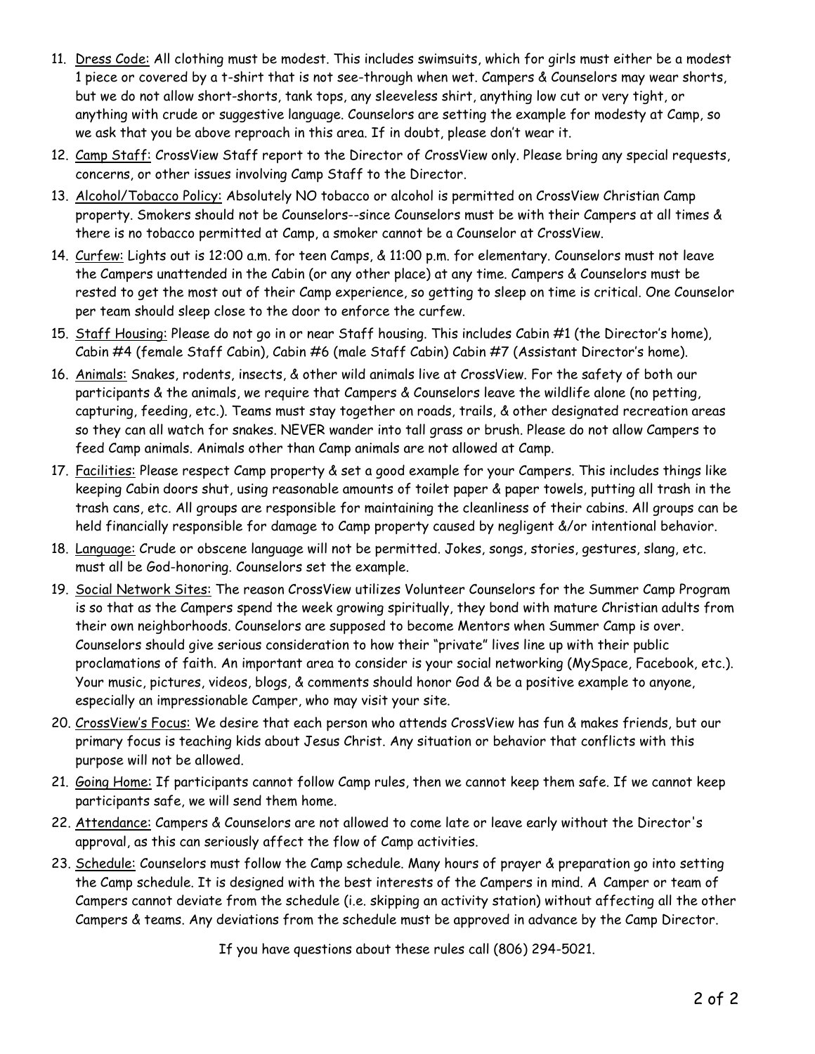11. Dress Code: All clothing must be modest. This includes swimsuits, which for girls must either be a modest 1 piece or covered by a t-shirt that is not see-through when wet. Campers & Counselors may wear shorts, but we do not allow short-shorts, tank tops, any sleeveless shirt, anything low cut or very tight, or anything with crude or suggestive language. Counselors are setting the example for modesty at Camp, so we ask that you be above reproach in this area. If in doubt, please don't wear it.
12. Camp Staff: CrossView Staff report to the Director of CrossView only. Please bring any special requests, concerns, or other issues involving Camp Staff to the Director.
13. Alcohol/Tobacco Policy: Absolutely NO tobacco or alcohol is permitted on CrossView Christian Camp property. Smokers should not be Counselors--since Counselors must be with their Campers at all times & there is no tobacco permitted at Camp, a smoker cannot be a Counselor at CrossView.
14. Curfew: Lights out is 12:00 a.m. for teen Camps, & 11:00 p.m. for elementary. Counselors must not leave the Campers unattended in the Cabin (or any other place) at any time. Campers & Counselors must be rested to get the most out of their Camp experience, so getting to sleep on time is critical. One Counselor per team should sleep close to the door to enforce the curfew.
15. Staff Housing: Please do not go in or near Staff housing. This includes Cabin #1 (the Director's home), Cabin #4 (female Staff Cabin), Cabin #6 (male Staff Cabin) Cabin #7 (Assistant Director's home).
16. Animals: Snakes, rodents, insects, & other wild animals live at CrossView. For the safety of both our participants & the animals, we require that Campers & Counselors leave the wildlife alone (no petting, capturing, feeding, etc.). Teams must stay together on roads, trails, & other designated recreation areas so they can all watch for snakes. NEVER wander into tall grass or brush. Please do not allow Campers to feed Camp animals. Animals other than Camp animals are not allowed at Camp.
17. Facilities: Please respect Camp property & set a good example for your Campers. This includes things like keeping Cabin doors shut, using reasonable amounts of toilet paper & paper towels, putting all trash in the trash cans, etc. All groups are responsible for maintaining the cleanliness of their cabins. All groups can be held financially responsible for damage to Camp property caused by negligent &/or intentional behavior.
18. Language: Crude or obscene language will not be permitted. Jokes, songs, stories, gestures, slang, etc. must all be God-honoring. Counselors set the example.
19. Social Network Sites: The reason CrossView utilizes Volunteer Counselors for the Summer Camp Program is so that as the Campers spend the week growing spiritually, they bond with mature Christian adults from their own neighborhoods. Counselors are supposed to become Mentors when Summer Camp is over. Counselors should give serious consideration to how their "private" lives line up with their public proclamations of faith. An important area to consider is your social networking (MySpace, Facebook, etc.). Your music, pictures, videos, blogs, & comments should honor God & be a positive example to anyone, especially an impressionable Camper, who may visit your site.
20. CrossView's Focus: We desire that each person who attends CrossView has fun & makes friends, but our primary focus is teaching kids about Jesus Christ. Any situation or behavior that conflicts with this purpose will not be allowed.
21. Going Home: If participants cannot follow Camp rules, then we cannot keep them safe. If we cannot keep participants safe, we will send them home.
22. Attendance: Campers & Counselors are not allowed to come late or leave early without the Director's approval, as this can seriously affect the flow of Camp activities.
23. Schedule: Counselors must follow the Camp schedule. Many hours of prayer & preparation go into setting the Camp schedule. It is designed with the best interests of the Campers in mind. A Camper or team of Campers cannot deviate from the schedule (i.e. skipping an activity station) without affecting all the other Campers & teams. Any deviations from the schedule must be approved in advance by the Camp Director.

If you have questions about these rules call (806) 294-5021.